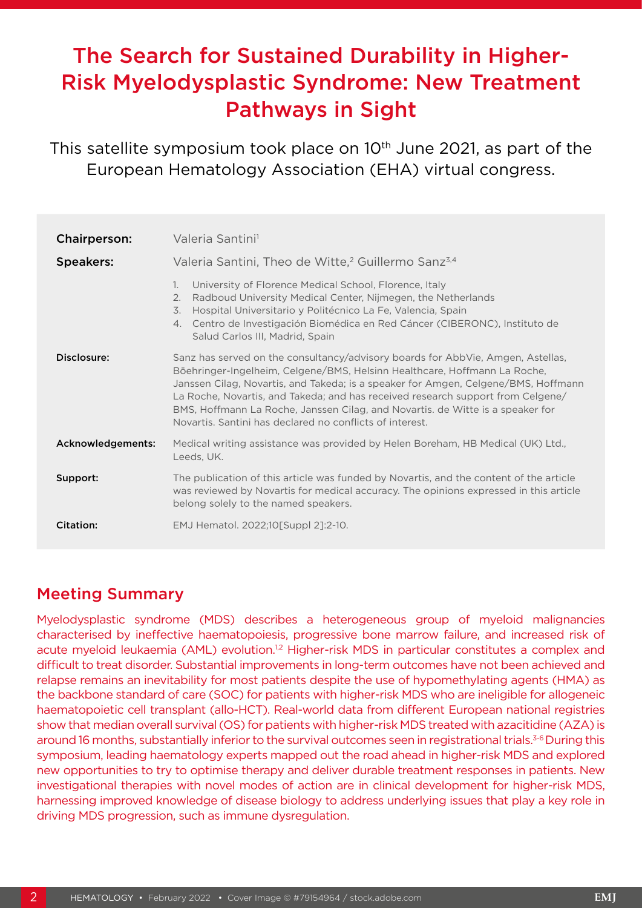# The Search for Sustained Durability in Higher-Risk Myelodysplastic Syndrome: New Treatment Pathways in Sight

This satellite symposium took place on 10th June 2021, as part of the European Hematology Association (EHA) virtual congress.

**Chairperson:** Valeria Santini[1]

**Speakers:** Valeria Santini, Theo de Witte,[2] Guillermo Sanz[3,4]

1. University of Florence Medical School, Florence, Italy
2. Radboud University Medical Center, Nijmegen, the Netherlands
3. Hospital Universitario y Politécnico La Fe, Valencia, Spain
4. Centro de Investigación Biomédica en Red Cáncer (CIBERONC), Instituto de Salud Carlos III, Madrid, Spain

**Disclosure:** Sanz has served on the consultancy/advisory boards for AbbVie, Amgen, Astellas, Böehringer-Ingelheim, Celgene/BMS, Helsinn Healthcare, Hoffmann La Roche, Janssen Cilag, Novartis, and Takeda; is a speaker for Amgen, Celgene/BMS, Hoffmann La Roche, Novartis, and Takeda; and has received research support from Celgene/BMS, Hoffmann La Roche, Janssen Cilag, and Novartis. de Witte is a speaker for Novartis. Santini has declared no conflicts of interest.

**Acknowledgements:** Medical writing assistance was provided by Helen Boreham, HB Medical (UK) Ltd., Leeds, UK.

**Support:** The publication of this article was funded by Novartis, and the content of the article was reviewed by Novartis for medical accuracy. The opinions expressed in this article belong solely to the named speakers.

**Citation:** EMJ Hematol. 2022;10[Suppl 2]:2-10.

## Meeting Summary

Myelodysplastic syndrome (MDS) describes a heterogeneous group of myeloid malignancies characterised by ineffective haematopoiesis, progressive bone marrow failure, and increased risk of acute myeloid leukaemia (AML) evolution.[1,2] Higher-risk MDS in particular constitutes a complex and difficult to treat disorder. Substantial improvements in long-term outcomes have not been achieved and relapse remains an inevitability for most patients despite the use of hypomethylating agents (HMA) as the backbone standard of care (SOC) for patients with higher-risk MDS who are ineligible for allogeneic haematopoietic cell transplant (allo-HCT). Real-world data from different European national registries show that median overall survival (OS) for patients with higher-risk MDS treated with azacitidine (AZA) is around 16 months, substantially inferior to the survival outcomes seen in registrational trials.[3-6] During this symposium, leading haematology experts mapped out the road ahead in higher-risk MDS and explored new opportunities to try to optimise therapy and deliver durable treatment responses in patients. New investigational therapies with novel modes of action are in clinical development for higher-risk MDS, harnessing improved knowledge of disease biology to address underlying issues that play a key role in driving MDS progression, such as immune dysregulation.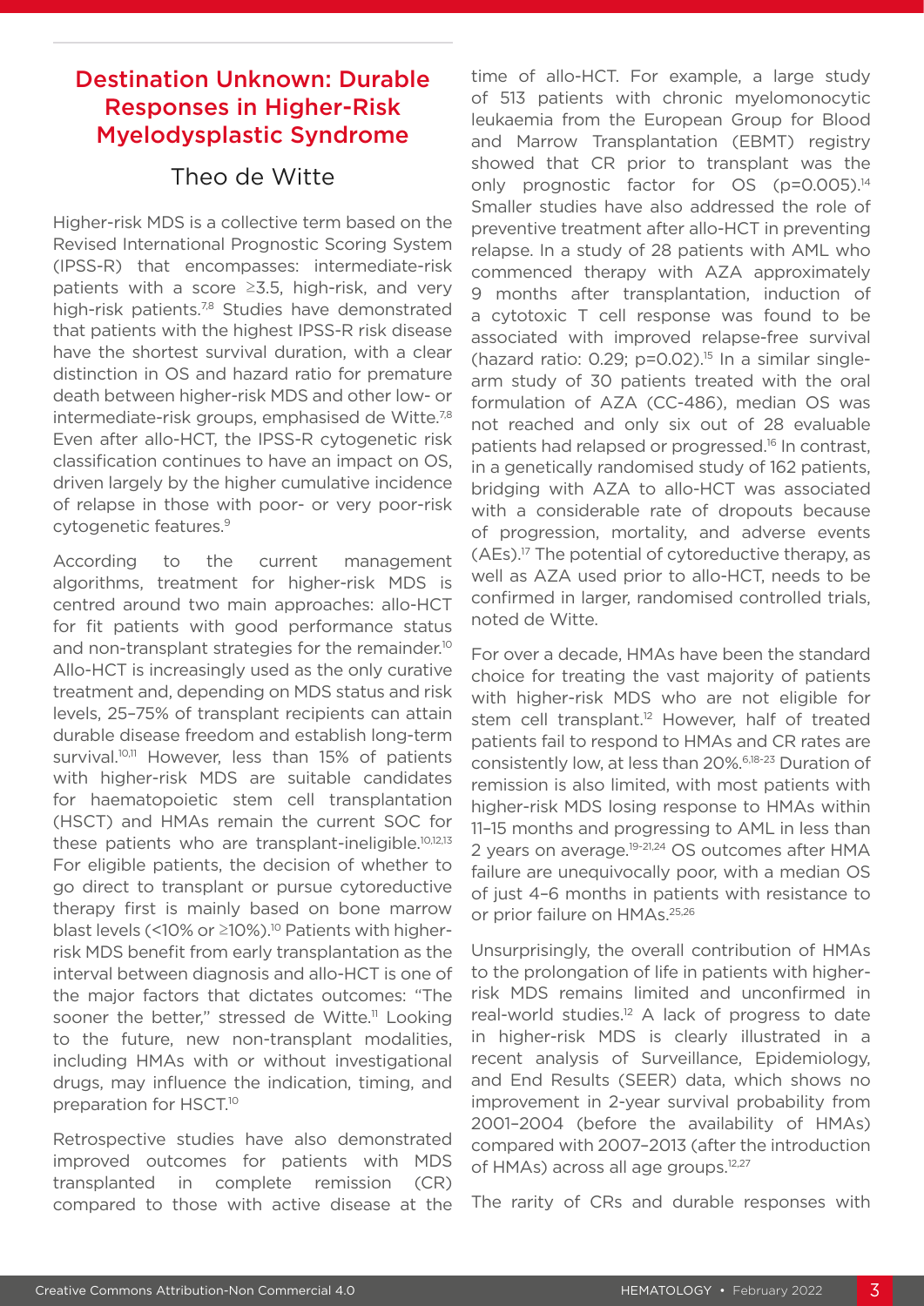## Destination Unknown: Durable Responses in Higher-Risk Myelodysplastic Syndrome

### Theo de Witte

Higher-risk MDS is a collective term based on the Revised International Prognostic Scoring System (IPSS-R) that encompasses: intermediate-risk patients with a score ≥3.5, high-risk, and very high-risk patients.[7,8] Studies have demonstrated that patients with the highest IPSS-R risk disease have the shortest survival duration, with a clear distinction in OS and hazard ratio for premature death between higher-risk MDS and other low- or intermediate-risk groups, emphasised de Witte.[7,8] Even after allo-HCT, the IPSS-R cytogenetic risk classification continues to have an impact on OS, driven largely by the higher cumulative incidence of relapse in those with poor- or very poor-risk cytogenetic features.[9]

According to the current management algorithms, treatment for higher-risk MDS is centred around two main approaches: allo-HCT for fit patients with good performance status and non-transplant strategies for the remainder.[10] Allo-HCT is increasingly used as the only curative treatment and, depending on MDS status and risk levels, 25–75% of transplant recipients can attain durable disease freedom and establish long-term survival.[10,11] However, less than 15% of patients with higher-risk MDS are suitable candidates for haematopoietic stem cell transplantation (HSCT) and HMAs remain the current SOC for these patients who are transplant-ineligible.[10,12,13] For eligible patients, the decision of whether to go direct to transplant or pursue cytoreductive therapy first is mainly based on bone marrow blast levels (<10% or ≥10%).[10] Patients with higher-risk MDS benefit from early transplantation as the interval between diagnosis and allo-HCT is one of the major factors that dictates outcomes: "The sooner the better," stressed de Witte.[11] Looking to the future, new non-transplant modalities, including HMAs with or without investigational drugs, may influence the indication, timing, and preparation for HSCT.[10]

Retrospective studies have also demonstrated improved outcomes for patients with MDS transplanted in complete remission (CR) compared to those with active disease at the time of allo-HCT. For example, a large study of 513 patients with chronic myelomonocytic leukaemia from the European Group for Blood and Marrow Transplantation (EBMT) registry showed that CR prior to transplant was the only prognostic factor for OS (p=0.005).[14] Smaller studies have also addressed the role of preventive treatment after allo-HCT in preventing relapse. In a study of 28 patients with AML who commenced therapy with AZA approximately 9 months after transplantation, induction of a cytotoxic T cell response was found to be associated with improved relapse-free survival (hazard ratio: 0.29; p=0.02).[15] In a similar single-arm study of 30 patients treated with the oral formulation of AZA (CC-486), median OS was not reached and only six out of 28 evaluable patients had relapsed or progressed.[16] In contrast, in a genetically randomised study of 162 patients, bridging with AZA to allo-HCT was associated with a considerable rate of dropouts because of progression, mortality, and adverse events (AEs).[17] The potential of cytoreductive therapy, as well as AZA used prior to allo-HCT, needs to be confirmed in larger, randomised controlled trials, noted de Witte.

For over a decade, HMAs have been the standard choice for treating the vast majority of patients with higher-risk MDS who are not eligible for stem cell transplant.[12] However, half of treated patients fail to respond to HMAs and CR rates are consistently low, at less than 20%.[6,18-23] Duration of remission is also limited, with most patients with higher-risk MDS losing response to HMAs within 11–15 months and progressing to AML in less than 2 years on average.[19-21,24] OS outcomes after HMA failure are unequivocally poor, with a median OS of just 4–6 months in patients with resistance to or prior failure on HMAs.[25,26]

Unsurprisingly, the overall contribution of HMAs to the prolongation of life in patients with higher-risk MDS remains limited and unconfirmed in real-world studies.[12] A lack of progress to date in higher-risk MDS is clearly illustrated in a recent analysis of Surveillance, Epidemiology, and End Results (SEER) data, which shows no improvement in 2-year survival probability from 2001–2004 (before the availability of HMAs) compared with 2007–2013 (after the introduction of HMAs) across all age groups.[12,27]

The rarity of CRs and durable responses with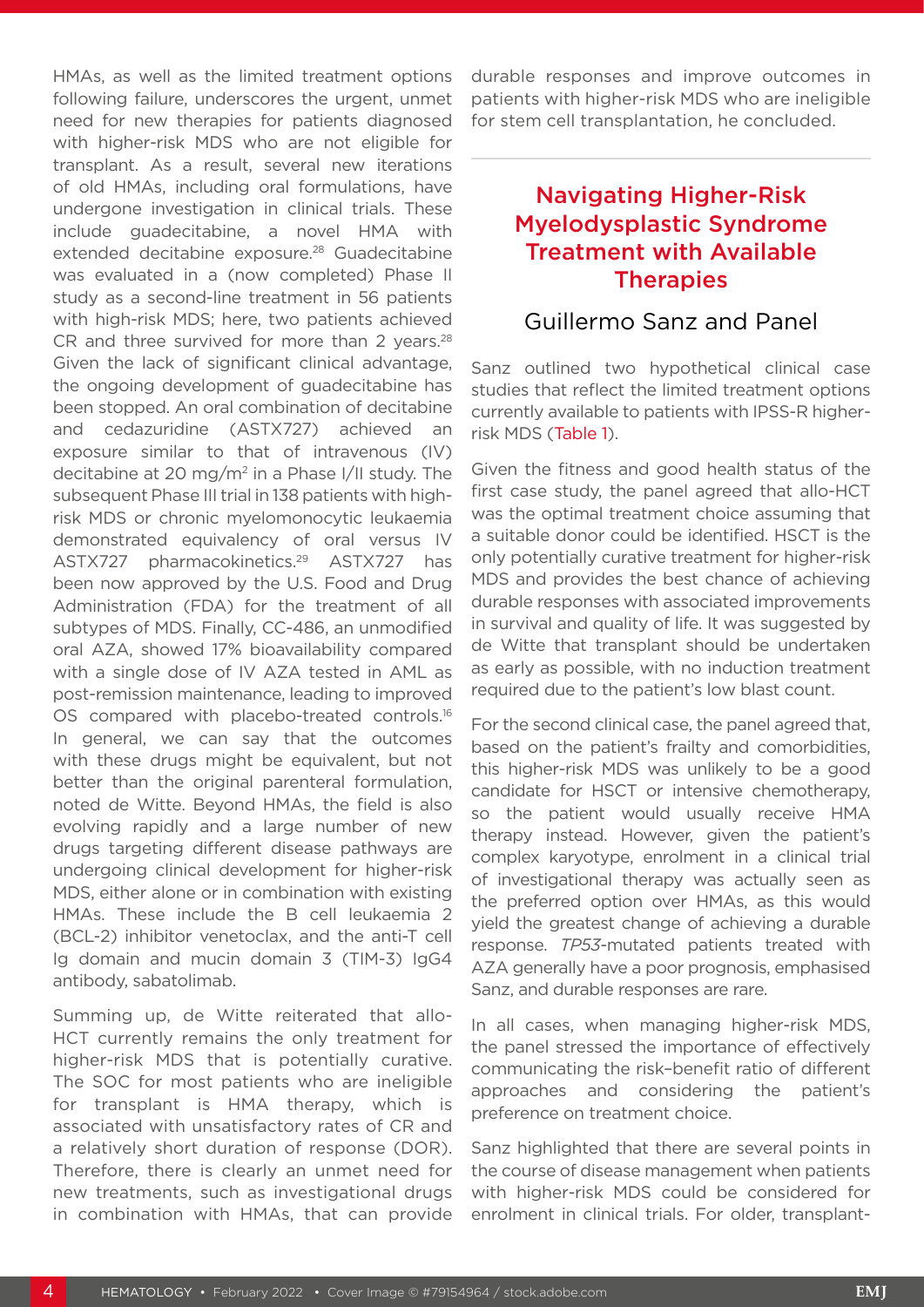HMAs, as well as the limited treatment options following failure, underscores the urgent, unmet need for new therapies for patients diagnosed with higher-risk MDS who are not eligible for transplant. As a result, several new iterations of old HMAs, including oral formulations, have undergone investigation in clinical trials. These include guadecitabine, a novel HMA with extended decitabine exposure.[28] Guadecitabine was evaluated in a (now completed) Phase II study as a second-line treatment in 56 patients with high-risk MDS; here, two patients achieved CR and three survived for more than 2 years.[28] Given the lack of significant clinical advantage, the ongoing development of guadecitabine has been stopped. An oral combination of decitabine and cedazuridine (ASTX727) achieved an exposure similar to that of intravenous (IV) decitabine at 20 mg/m$^2$ in a Phase I/II study. The subsequent Phase III trial in 138 patients with high-risk MDS or chronic myelomonocytic leukaemia demonstrated equivalency of oral versus IV ASTX727 pharmacokinetics.[29] ASTX727 has been now approved by the U.S. Food and Drug Administration (FDA) for the treatment of all subtypes of MDS. Finally, CC-486, an unmodified oral AZA, showed 17% bioavailability compared with a single dose of IV AZA tested in AML as post-remission maintenance, leading to improved OS compared with placebo-treated controls.[16] In general, we can say that the outcomes with these drugs might be equivalent, but not better than the original parenteral formulation, noted de Witte. Beyond HMAs, the field is also evolving rapidly and a large number of new drugs targeting different disease pathways are undergoing clinical development for higher-risk MDS, either alone or in combination with existing HMAs. These include the B cell leukaemia 2 (BCL-2) inhibitor venetoclax, and the anti-T cell Ig domain and mucin domain 3 (TIM-3) IgG4 antibody, sabatolimab.

Summing up, de Witte reiterated that allo-HCT currently remains the only treatment for higher-risk MDS that is potentially curative. The SOC for most patients who are ineligible for transplant is HMA therapy, which is associated with unsatisfactory rates of CR and a relatively short duration of response (DOR). Therefore, there is clearly an unmet need for new treatments, such as investigational drugs in combination with HMAs, that can provide durable responses and improve outcomes in patients with higher-risk MDS who are ineligible for stem cell transplantation, he concluded.

## Navigating Higher-Risk Myelodysplastic Syndrome Treatment with Available Therapies

### Guillermo Sanz and Panel

Sanz outlined two hypothetical clinical case studies that reflect the limited treatment options currently available to patients with IPSS-R higher-risk MDS (Table 1).

Given the fitness and good health status of the first case study, the panel agreed that allo-HCT was the optimal treatment choice assuming that a suitable donor could be identified. HSCT is the only potentially curative treatment for higher-risk MDS and provides the best chance of achieving durable responses with associated improvements in survival and quality of life. It was suggested by de Witte that transplant should be undertaken as early as possible, with no induction treatment required due to the patient's low blast count.

For the second clinical case, the panel agreed that, based on the patient's frailty and comorbidities, this higher-risk MDS was unlikely to be a good candidate for HSCT or intensive chemotherapy, so the patient would usually receive HMA therapy instead. However, given the patient's complex karyotype, enrolment in a clinical trial of investigational therapy was actually seen as the preferred option over HMAs, as this would yield the greatest change of achieving a durable response. *TP53*-mutated patients treated with AZA generally have a poor prognosis, emphasised Sanz, and durable responses are rare.

In all cases, when managing higher-risk MDS, the panel stressed the importance of effectively communicating the risk–benefit ratio of different approaches and considering the patient's preference on treatment choice.

Sanz highlighted that there are several points in the course of disease management when patients with higher-risk MDS could be considered for enrolment in clinical trials. For older, transplant-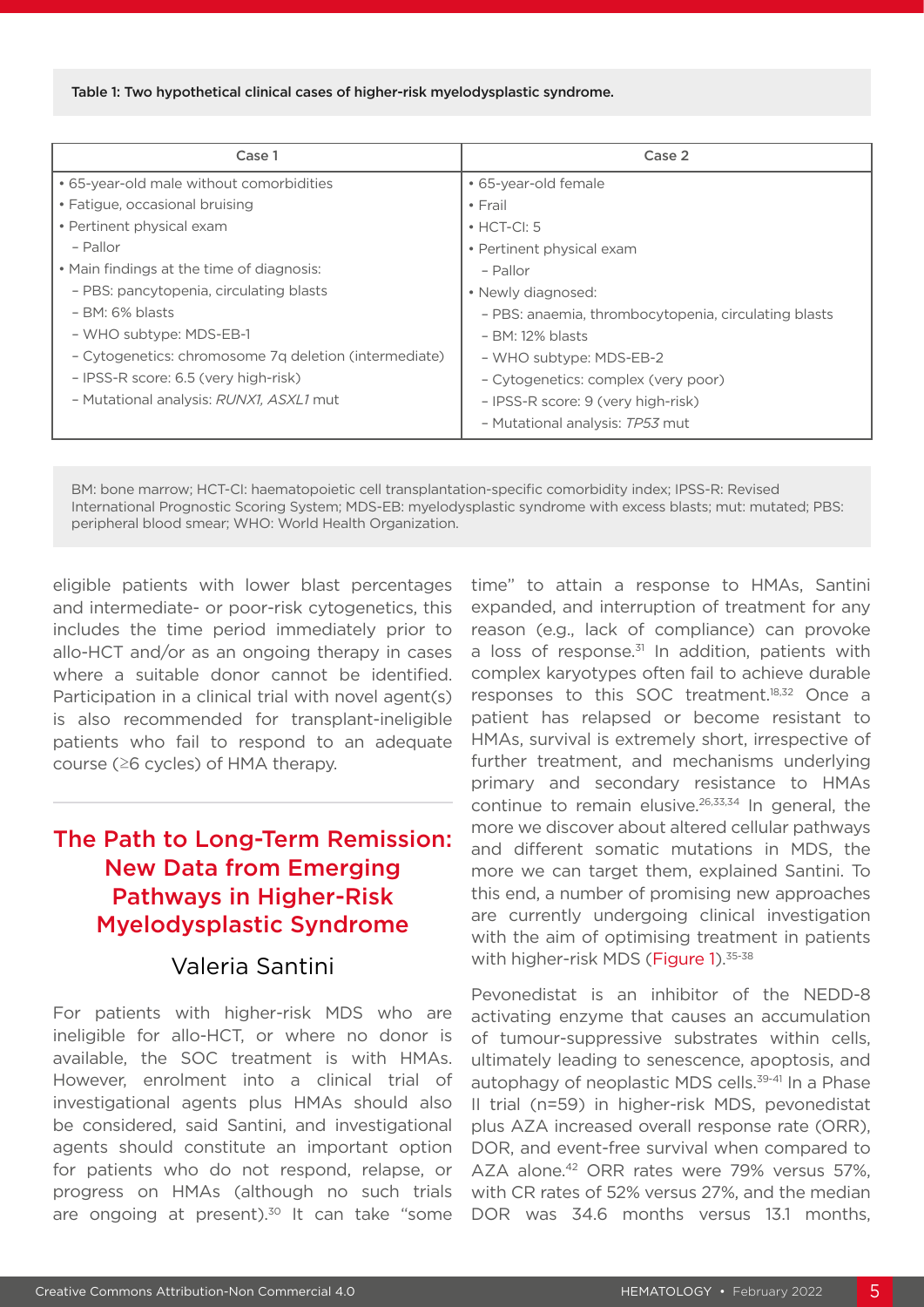Table 1: Two hypothetical clinical cases of higher-risk myelodysplastic syndrome.

| Case 1 | Case 2 |
|---|---|
| • 65-year-old male without comorbidities<br>• Fatigue, occasional bruising<br>• Pertinent physical exam<br>– Pallor<br>• Main findings at the time of diagnosis:<br>– PBS: pancytopenia, circulating blasts<br>– BM: 6% blasts<br>– WHO subtype: MDS-EB-1<br>– Cytogenetics: chromosome 7q deletion (intermediate)<br>– IPSS-R score: 6.5 (very high-risk)<br>– Mutational analysis: *RUNX1, ASXL1* mut | • 65-year-old female<br>• Frail<br>• HCT-CI: 5<br>• Pertinent physical exam<br>– Pallor<br>• Newly diagnosed:<br>– PBS: anaemia, thrombocytopenia, circulating blasts<br>– BM: 12% blasts<br>– WHO subtype: MDS-EB-2<br>– Cytogenetics: complex (very poor)<br>– IPSS-R score: 9 (very high-risk)<br>– Mutational analysis: *TP53* mut |

BM: bone marrow; HCT-CI: haematopoietic cell transplantation-specific comorbidity index; IPSS-R: Revised International Prognostic Scoring System; MDS-EB: myelodysplastic syndrome with excess blasts; mut: mutated; PBS: peripheral blood smear; WHO: World Health Organization.

eligible patients with lower blast percentages and intermediate- or poor-risk cytogenetics, this includes the time period immediately prior to allo-HCT and/or as an ongoing therapy in cases where a suitable donor cannot be identified. Participation in a clinical trial with novel agent(s) is also recommended for transplant-ineligible patients who fail to respond to an adequate course (≥6 cycles) of HMA therapy.

## The Path to Long-Term Remission: New Data from Emerging Pathways in Higher-Risk Myelodysplastic Syndrome

### Valeria Santini

For patients with higher-risk MDS who are ineligible for allo-HCT, or where no donor is available, the SOC treatment is with HMAs. However, enrolment into a clinical trial of investigational agents plus HMAs should also be considered, said Santini, and investigational agents should constitute an important option for patients who do not respond, relapse, or progress on HMAs (although no such trials are ongoing at present).[30] It can take "some time" to attain a response to HMAs, Santini expanded, and interruption of treatment for any reason (e.g., lack of compliance) can provoke a loss of response.[31] In addition, patients with complex karyotypes often fail to achieve durable responses to this SOC treatment.[18,32] Once a patient has relapsed or become resistant to HMAs, survival is extremely short, irrespective of further treatment, and mechanisms underlying primary and secondary resistance to HMAs continue to remain elusive.[26,33,34] In general, the more we discover about altered cellular pathways and different somatic mutations in MDS, the more we can target them, explained Santini. To this end, a number of promising new approaches are currently undergoing clinical investigation with the aim of optimising treatment in patients with higher-risk MDS (Figure 1).[35-38]

Pevonedistat is an inhibitor of the NEDD-8 activating enzyme that causes an accumulation of tumour-suppressive substrates within cells, ultimately leading to senescence, apoptosis, and autophagy of neoplastic MDS cells.[39-41] In a Phase II trial (n=59) in higher-risk MDS, pevonedistat plus AZA increased overall response rate (ORR), DOR, and event-free survival when compared to AZA alone.[42] ORR rates were 79% versus 57%, with CR rates of 52% versus 27%, and the median DOR was 34.6 months versus 13.1 months,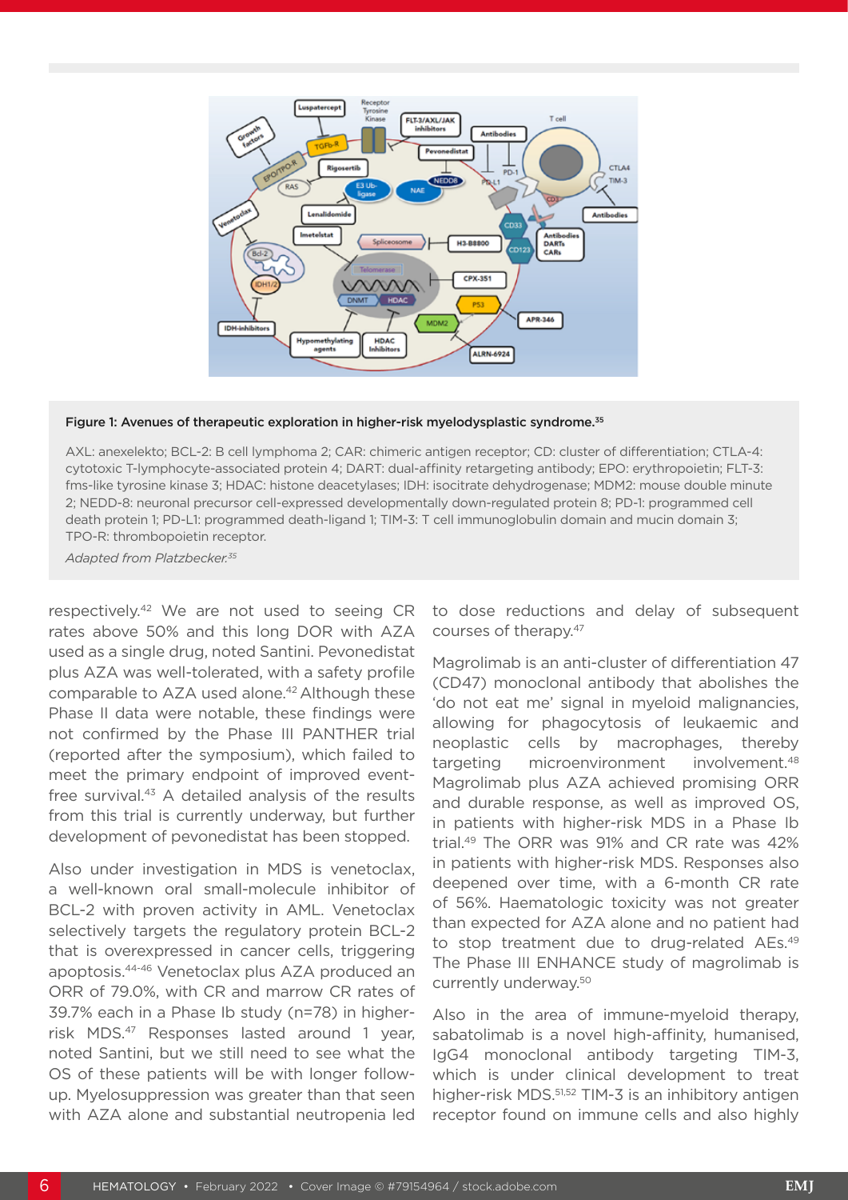**Figure 1: Avenues of therapeutic exploration in higher-risk myelodysplastic syndrome.**[35]

AXL: anexelekto; BCL-2: B cell lymphoma 2; CAR: chimeric antigen receptor; CD: cluster of differentiation; CTLA-4: cytotoxic T-lymphocyte-associated protein 4; DART: dual-affinity retargeting antibody; EPO: erythropoietin; FLT-3: fms-like tyrosine kinase 3; HDAC: histone deacetylases; IDH: isocitrate dehydrogenase; MDM2: mouse double minute 2; NEDD-8: neuronal precursor cell-expressed developmentally down-regulated protein 8; PD-1: programmed cell death protein 1; PD-L1: programmed death-ligand 1; TIM-3: T cell immunoglobulin domain and mucin domain 3; TPO-R: thrombopoietin receptor.

*Adapted from Platzbecker.*[35]

respectively.[42] We are not used to seeing CR rates above 50% and this long DOR with AZA used as a single drug, noted Santini. Pevonedistat plus AZA was well-tolerated, with a safety profile comparable to AZA used alone.[42] Although these Phase II data were notable, these findings were not confirmed by the Phase III PANTHER trial (reported after the symposium), which failed to meet the primary endpoint of improved event-free survival.[43] A detailed analysis of the results from this trial is currently underway, but further development of pevonedistat has been stopped.

Also under investigation in MDS is venetoclax, a well-known oral small-molecule inhibitor of BCL-2 with proven activity in AML. Venetoclax selectively targets the regulatory protein BCL-2 that is overexpressed in cancer cells, triggering apoptosis.[44-46] Venetoclax plus AZA produced an ORR of 79.0%, with CR and marrow CR rates of 39.7% each in a Phase Ib study (n=78) in higher-risk MDS.[47] Responses lasted around 1 year, noted Santini, but we still need to see what the OS of these patients will be with longer follow-up. Myelosuppression was greater than that seen with AZA alone and substantial neutropenia led to dose reductions and delay of subsequent courses of therapy.[47]

Magrolimab is an anti-cluster of differentiation 47 (CD47) monoclonal antibody that abolishes the 'do not eat me' signal in myeloid malignancies, allowing for phagocytosis of leukaemic and neoplastic cells by macrophages, thereby targeting microenvironment involvement.[48] Magrolimab plus AZA achieved promising ORR and durable response, as well as improved OS, in patients with higher-risk MDS in a Phase Ib trial.[49] The ORR was 91% and CR rate was 42% in patients with higher-risk MDS. Responses also deepened over time, with a 6-month CR rate of 56%. Haematologic toxicity was not greater than expected for AZA alone and no patient had to stop treatment due to drug-related AEs.[49] The Phase III ENHANCE study of magrolimab is currently underway.[50]

Also in the area of immune-myeloid therapy, sabatolimab is a novel high-affinity, humanised, IgG4 monoclonal antibody targeting TIM-3, which is under clinical development to treat higher-risk MDS.[51,52] TIM-3 is an inhibitory antigen receptor found on immune cells and also highly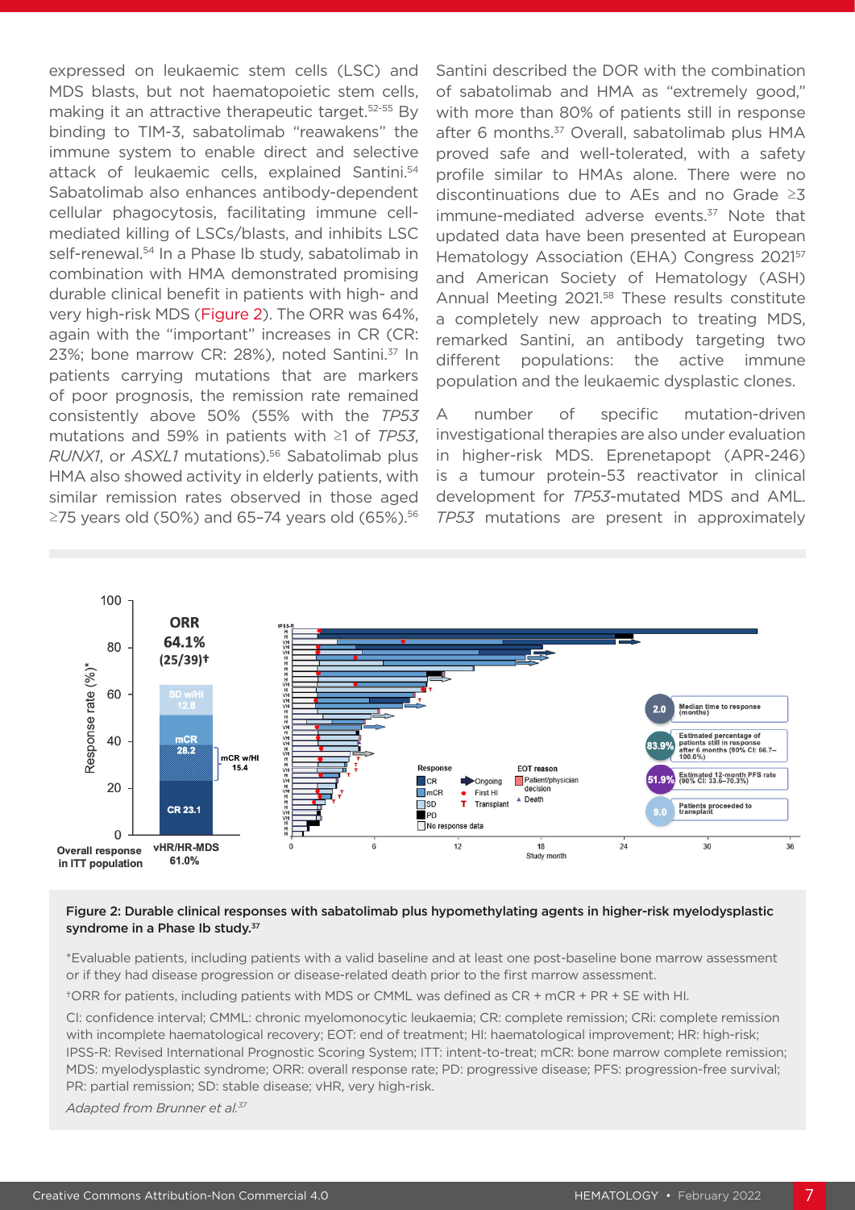expressed on leukaemic stem cells (LSC) and MDS blasts, but not haematopoietic stem cells, making it an attractive therapeutic target.[52-55] By binding to TIM-3, sabatolimab "reawakens" the immune system to enable direct and selective attack of leukaemic cells, explained Santini.[54] Sabatolimab also enhances antibody-dependent cellular phagocytosis, facilitating immune cell-mediated killing of LSCs/blasts, and inhibits LSC self-renewal.[54] In a Phase Ib study, sabatolimab in combination with HMA demonstrated promising durable clinical benefit in patients with high- and very high-risk MDS (Figure 2). The ORR was 64%, again with the "important" increases in CR (CR: 23%; bone marrow CR: 28%), noted Santini.[37] In patients carrying mutations that are markers of poor prognosis, the remission rate remained consistently above 50% (55% with the *TP53* mutations and 59% in patients with ≥1 of *TP53*, *RUNX1*, or *ASXL1* mutations).[56] Sabatolimab plus HMA also showed activity in elderly patients, with similar remission rates observed in those aged ≥75 years old (50%) and 65–74 years old (65%).[56]

Santini described the DOR with the combination of sabatolimab and HMA as "extremely good," with more than 80% of patients still in response after 6 months.[37] Overall, sabatolimab plus HMA proved safe and well-tolerated, with a safety profile similar to HMAs alone. There were no discontinuations due to AEs and no Grade ≥3 immune-mediated adverse events.[37] Note that updated data have been presented at European Hematology Association (EHA) Congress 2021[57] and American Society of Hematology (ASH) Annual Meeting 2021.[58] These results constitute a completely new approach to treating MDS, remarked Santini, an antibody targeting two different populations: the active immune population and the leukaemic dysplastic clones.

A number of specific mutation-driven investigational therapies are also under evaluation in higher-risk MDS. Eprenetapopt (APR-246) is a tumour protein-53 reactivator in clinical development for *TP53*-mutated MDS and AML. *TP53* mutations are present in approximately

**Figure 2: Durable clinical responses with sabatolimab plus hypomethylating agents in higher-risk myelodysplastic syndrome in a Phase Ib study.**[37]

*Evaluable patients, including patients with a valid baseline and at least one post-baseline bone marrow assessment or if they had disease progression or disease-related death prior to the first marrow assessment.

†ORR for patients, including patients with MDS or CMML was defined as CR + mCR + PR + SE with HI.

CI: confidence interval; CMML: chronic myelomonocytic leukaemia; CR: complete remission; CRi: complete remission with incomplete haematological recovery; EOT: end of treatment; HI: haematological improvement; HR: high-risk; IPSS-R: Revised International Prognostic Scoring System; ITT: intent-to-treat; mCR: bone marrow complete remission; MDS: myelodysplastic syndrome; ORR: overall response rate; PD: progressive disease; PFS: progression-free survival; PR: partial remission; SD: stable disease; vHR, very high-risk.

*Adapted from Brunner et al.*[37]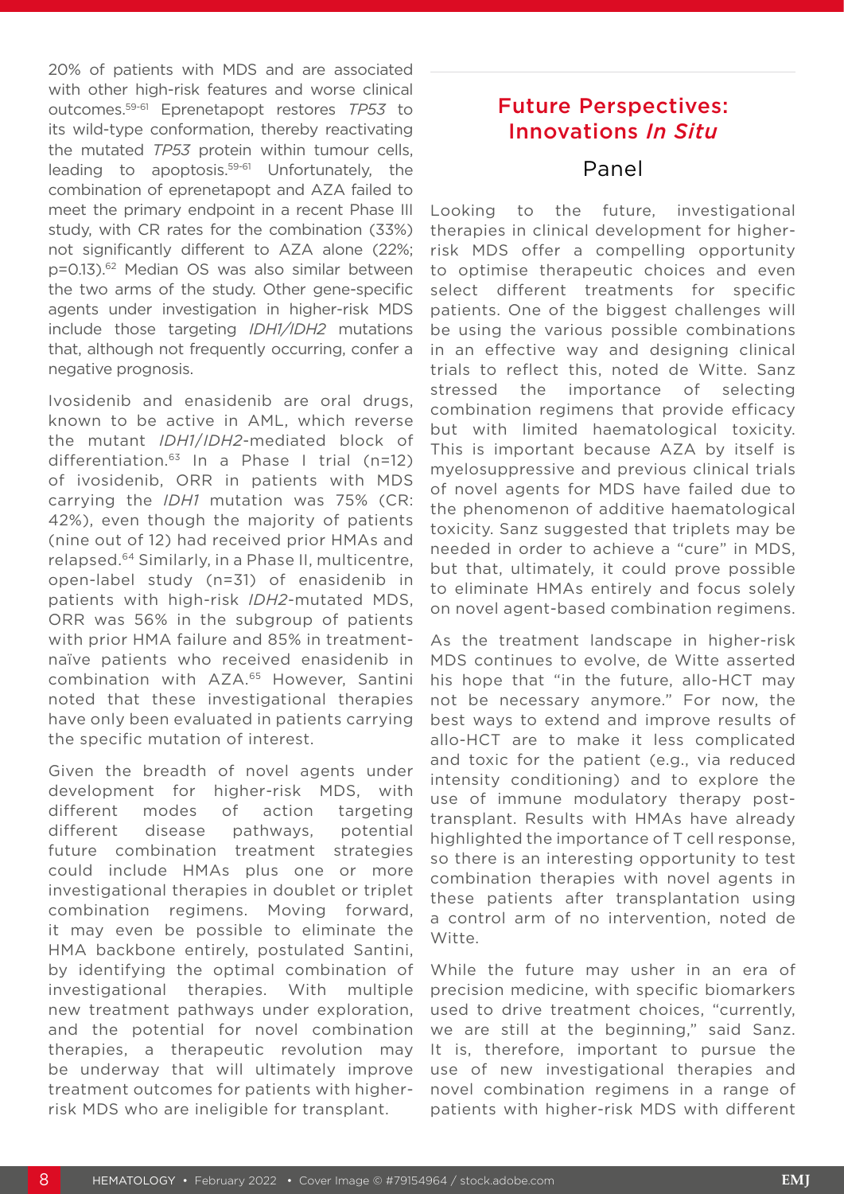20% of patients with MDS and are associated with other high-risk features and worse clinical outcomes.[59-61] Eprenetapopt restores *TP53* to its wild-type conformation, thereby reactivating the mutated *TP53* protein within tumour cells, leading to apoptosis.[59-61] Unfortunately, the combination of eprenetapopt and AZA failed to meet the primary endpoint in a recent Phase III study, with CR rates for the combination (33%) not significantly different to AZA alone (22%; p=0.13).[62] Median OS was also similar between the two arms of the study. Other gene-specific agents under investigation in higher-risk MDS include those targeting *IDH1/IDH2* mutations that, although not frequently occurring, confer a negative prognosis.

Ivosidenib and enasidenib are oral drugs, known to be active in AML, which reverse the mutant *IDH1/IDH2*-mediated block of differentiation.[63] In a Phase I trial (n=12) of ivosidenib, ORR in patients with MDS carrying the *IDH1* mutation was 75% (CR: 42%), even though the majority of patients (nine out of 12) had received prior HMAs and relapsed.[64] Similarly, in a Phase II, multicentre, open-label study (n=31) of enasidenib in patients with high-risk *IDH2*-mutated MDS, ORR was 56% in the subgroup of patients with prior HMA failure and 85% in treatment-naïve patients who received enasidenib in combination with AZA.[65] However, Santini noted that these investigational therapies have only been evaluated in patients carrying the specific mutation of interest.

Given the breadth of novel agents under development for higher-risk MDS, with different modes of action targeting different disease pathways, potential future combination treatment strategies could include HMAs plus one or more investigational therapies in doublet or triplet combination regimens. Moving forward, it may even be possible to eliminate the HMA backbone entirely, postulated Santini, by identifying the optimal combination of investigational therapies. With multiple new treatment pathways under exploration, and the potential for novel combination therapies, a therapeutic revolution may be underway that will ultimately improve treatment outcomes for patients with higher-risk MDS who are ineligible for transplant.

## Future Perspectives: Innovations *In Situ*

### Panel

Looking to the future, investigational therapies in clinical development for higher-risk MDS offer a compelling opportunity to optimise therapeutic choices and even select different treatments for specific patients. One of the biggest challenges will be using the various possible combinations in an effective way and designing clinical trials to reflect this, noted de Witte. Sanz stressed the importance of selecting combination regimens that provide efficacy but with limited haematological toxicity. This is important because AZA by itself is myelosuppressive and previous clinical trials of novel agents for MDS have failed due to the phenomenon of additive haematological toxicity. Sanz suggested that triplets may be needed in order to achieve a "cure" in MDS, but that, ultimately, it could prove possible to eliminate HMAs entirely and focus solely on novel agent-based combination regimens.

As the treatment landscape in higher-risk MDS continues to evolve, de Witte asserted his hope that "in the future, allo-HCT may not be necessary anymore." For now, the best ways to extend and improve results of allo-HCT are to make it less complicated and toxic for the patient (e.g., via reduced intensity conditioning) and to explore the use of immune modulatory therapy post-transplant. Results with HMAs have already highlighted the importance of T cell response, so there is an interesting opportunity to test combination therapies with novel agents in these patients after transplantation using a control arm of no intervention, noted de Witte.

While the future may usher in an era of precision medicine, with specific biomarkers used to drive treatment choices, "currently, we are still at the beginning," said Sanz. It is, therefore, important to pursue the use of new investigational therapies and novel combination regimens in a range of patients with higher-risk MDS with different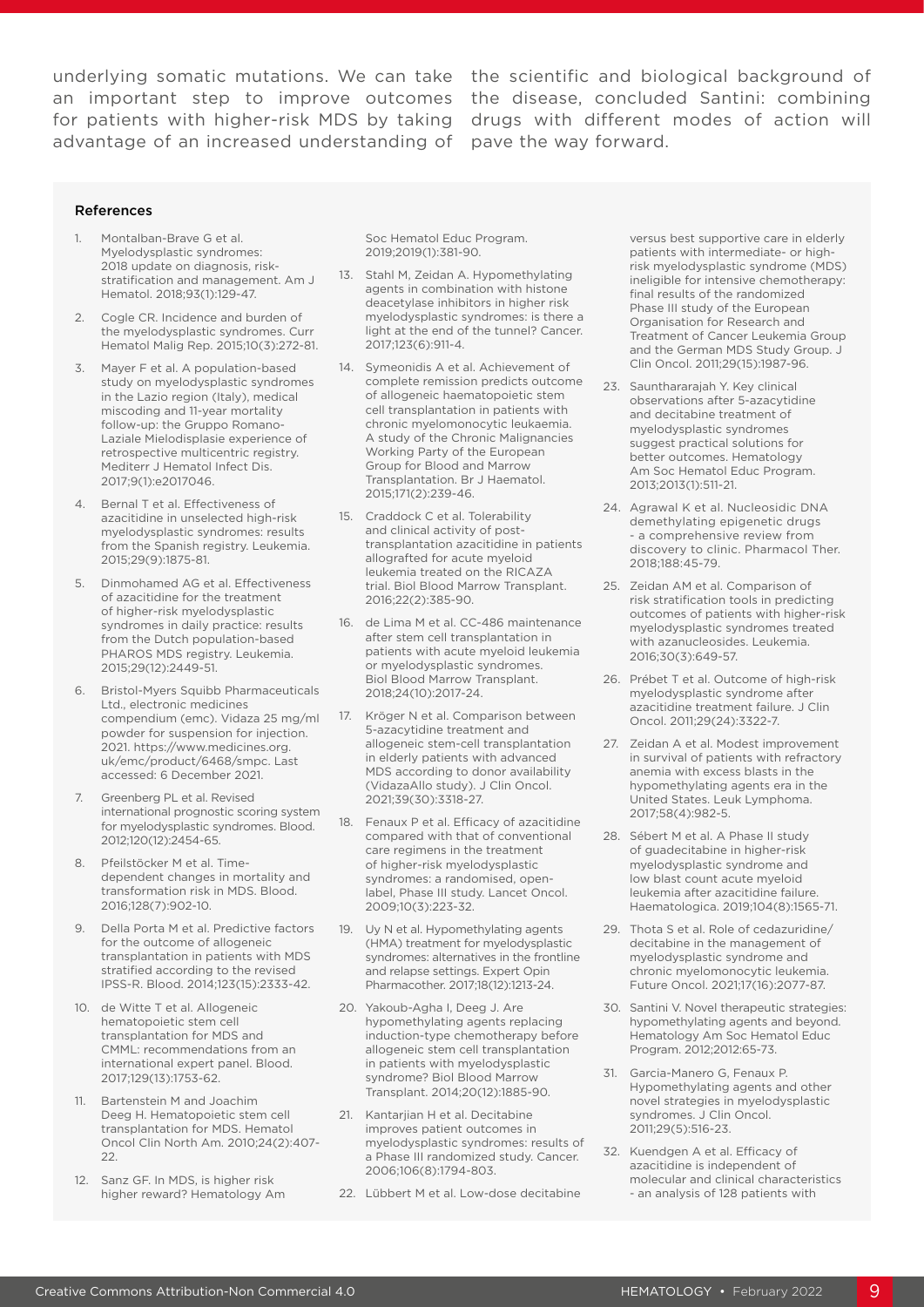underlying somatic mutations. We can take an important step to improve outcomes for patients with higher-risk MDS by taking advantage of an increased understanding of the scientific and biological background of the disease, concluded Santini: combining drugs with different modes of action will pave the way forward.

### References

1. Montalban-Brave G et al. Myelodysplastic syndromes: 2018 update on diagnosis, risk-stratification and management. Am J Hematol. 2018;93(1):129-47.
2. Cogle CR. Incidence and burden of the myelodysplastic syndromes. Curr Hematol Malig Rep. 2015;10(3):272-81.
3. Mayer F et al. A population-based study on myelodysplastic syndromes in the Lazio region (Italy), medical miscoding and 11-year mortality follow-up: the Gruppo Romano-Laziale Mielodisplasie experience of retrospective multicentric registry. Mediterr J Hematol Infect Dis. 2017;9(1):e2017046.
4. Bernal T et al. Effectiveness of azacitidine in unselected high-risk myelodysplastic syndromes: results from the Spanish registry. Leukemia. 2015;29(9):1875-81.
5. Dinmohamed AG et al. Effectiveness of azacitidine for the treatment of higher-risk myelodysplastic syndromes in daily practice: results from the Dutch population-based PHAROS MDS registry. Leukemia. 2015;29(12):2449-51.
6. Bristol-Myers Squibb Pharmaceuticals Ltd., electronic medicines compendium (emc). Vidaza 25 mg/ml powder for suspension for injection. 2021. https://www.medicines.org.uk/emc/product/6468/smpc. Last accessed: 6 December 2021.
7. Greenberg PL et al. Revised international prognostic scoring system for myelodysplastic syndromes. Blood. 2012;120(12):2454-65.
8. Pfeilstöcker M et al. Time-dependent changes in mortality and transformation risk in MDS. Blood. 2016;128(7):902-10.
9. Della Porta M et al. Predictive factors for the outcome of allogeneic transplantation in patients with MDS stratified according to the revised IPSS-R. Blood. 2014;123(15):2333-42.
10. de Witte T et al. Allogeneic hematopoietic stem cell transplantation for MDS and CMML: recommendations from an international expert panel. Blood. 2017;129(13):1753-62.
11. Bartenstein M and Joachim Deeg H. Hematopoietic stem cell transplantation for MDS. Hematol Oncol Clin North Am. 2010;24(2):407-22.
12. Sanz GF. In MDS, is higher risk higher reward? Hematology Am Soc Hematol Educ Program. 2019;2019(1):381-90.
13. Stahl M, Zeidan A. Hypomethylating agents in combination with histone deacetylase inhibitors in higher risk myelodysplastic syndromes: is there a light at the end of the tunnel? Cancer. 2017;123(6):911-4.
14. Symeonidis A et al. Achievement of complete remission predicts outcome of allogeneic haematopoietic stem cell transplantation in patients with chronic myelomonocytic leukaemia. A study of the Chronic Malignancies Working Party of the European Group for Blood and Marrow Transplantation. Br J Haematol. 2015;171(2):239-46.
15. Craddock C et al. Tolerability and clinical activity of post-transplantation azacitidine in patients allografted for acute myeloid leukemia treated on the RICAZA trial. Biol Blood Marrow Transplant. 2016;22(2):385-90.
16. de Lima M et al. CC-486 maintenance after stem cell transplantation in patients with acute myeloid leukemia or myelodysplastic syndromes. Biol Blood Marrow Transplant. 2018;24(10):2017-24.
17. Kröger N et al. Comparison between 5-azacytidine treatment and allogeneic stem-cell transplantation in elderly patients with advanced MDS according to donor availability (VidazaAllo study). J Clin Oncol. 2021;39(30):3318-27.
18. Fenaux P et al. Efficacy of azacitidine compared with that of conventional care regimens in the treatment of higher-risk myelodysplastic syndromes: a randomised, open-label, Phase III study. Lancet Oncol. 2009;10(3):223-32.
19. Uy N et al. Hypomethylating agents (HMA) treatment for myelodysplastic syndromes: alternatives in the frontline and relapse settings. Expert Opin Pharmacother. 2017;18(12):1213-24.
20. Yakoub-Agha I, Deeg J. Are hypomethylating agents replacing induction-type chemotherapy before allogeneic stem cell transplantation in patients with myelodysplastic syndrome? Biol Blood Marrow Transplant. 2014;20(12):1885-90.
21. Kantarjian H et al. Decitabine improves patient outcomes in myelodysplastic syndromes: results of a Phase III randomized study. Cancer. 2006;106(8):1794-803.
22. Lübbert M et al. Low-dose decitabine versus best supportive care in elderly patients with intermediate- or high-risk myelodysplastic syndrome (MDS) ineligible for intensive chemotherapy: final results of the randomized Phase III study of the European Organisation for Research and Treatment of Cancer Leukemia Group and the German MDS Study Group. J Clin Oncol. 2011;29(15):1987-96.
23. Saunthararajah Y. Key clinical observations after 5-azacytidine and decitabine treatment of myelodysplastic syndromes suggest practical solutions for better outcomes. Hematology Am Soc Hematol Educ Program. 2013;2013(1):511-21.
24. Agrawal K et al. Nucleosidic DNA demethylating epigenetic drugs - a comprehensive review from discovery to clinic. Pharmacol Ther. 2018;188:45-79.
25. Zeidan AM et al. Comparison of risk stratification tools in predicting outcomes of patients with higher-risk myelodysplastic syndromes treated with azanucleosides. Leukemia. 2016;30(3):649-57.
26. Prébet T et al. Outcome of high-risk myelodysplastic syndrome after azacitidine treatment failure. J Clin Oncol. 2011;29(24):3322-7.
27. Zeidan A et al. Modest improvement in survival of patients with refractory anemia with excess blasts in the hypomethylating agents era in the United States. Leuk Lymphoma. 2017;58(4):982-5.
28. Sébert M et al. A Phase II study of guadecitabine in higher-risk myelodysplastic syndrome and low blast count acute myeloid leukemia after azacitidine failure. Haematologica. 2019;104(8):1565-71.
29. Thota S et al. Role of cedazuridine/decitabine in the management of myelodysplastic syndrome and chronic myelomonocytic leukemia. Future Oncol. 2021;17(16):2077-87.
30. Santini V. Novel therapeutic strategies: hypomethylating agents and beyond. Hematology Am Soc Hematol Educ Program. 2012;2012:65-73.
31. Garcia-Manero G, Fenaux P. Hypomethylating agents and other novel strategies in myelodysplastic syndromes. J Clin Oncol. 2011;29(5):516-23.
32. Kuendgen A et al. Efficacy of azacitidine is independent of molecular and clinical characteristics - an analysis of 128 patients with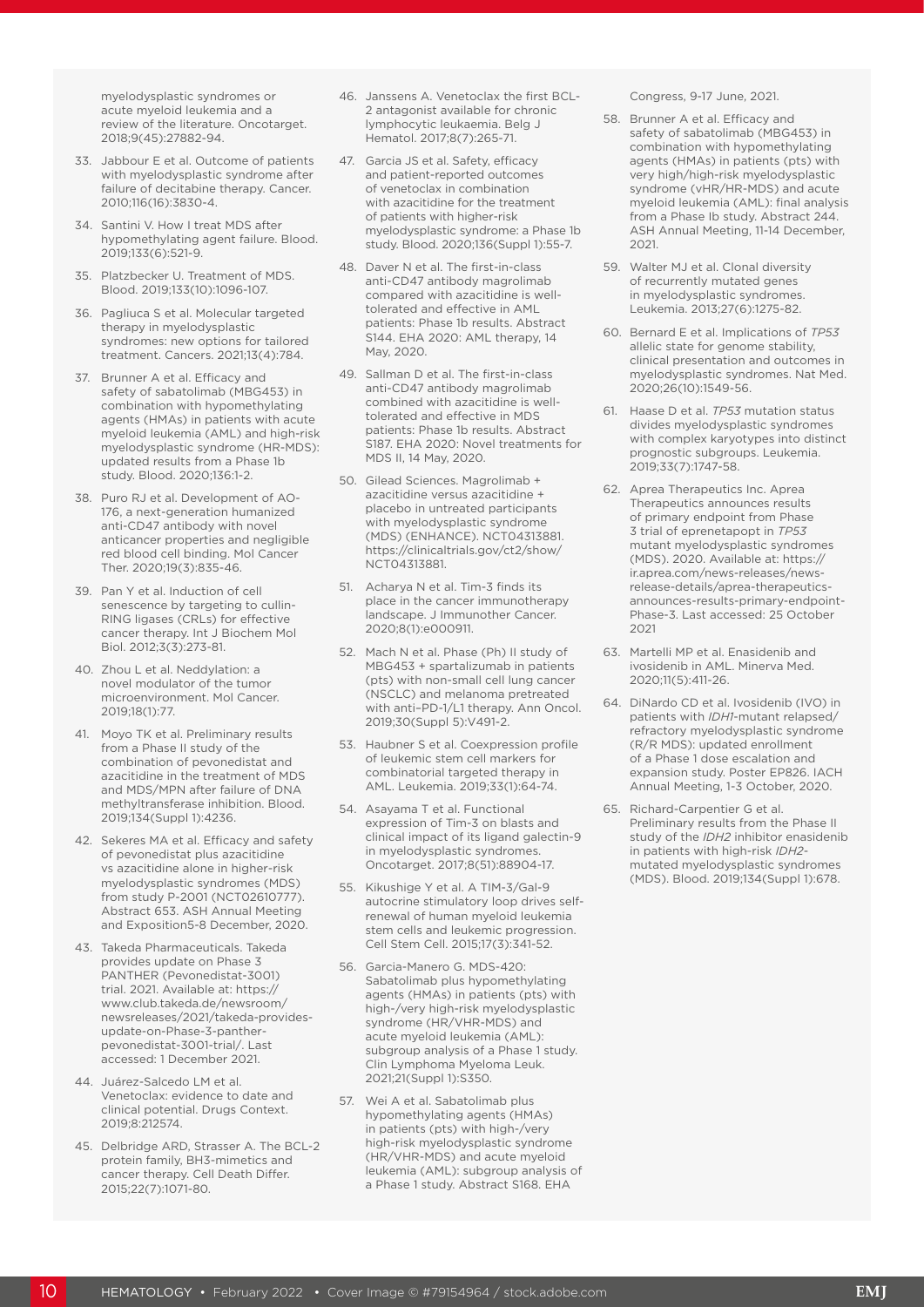myelodysplastic syndromes or acute myeloid leukemia and a review of the literature. Oncotarget. 2018;9(45):27882-94.

33. Jabbour E et al. Outcome of patients with myelodysplastic syndrome after failure of decitabine therapy. Cancer. 2010;116(16):3830-4.

34. Santini V. How I treat MDS after hypomethylating agent failure. Blood. 2019;133(6):521-9.

35. Platzbecker U. Treatment of MDS. Blood. 2019;133(10):1096-107.

36. Pagliuca S et al. Molecular targeted therapy in myelodysplastic syndromes: new options for tailored treatment. Cancers. 2021;13(4):784.

37. Brunner A et al. Efficacy and safety of sabatolimab (MBG453) in combination with hypomethylating agents (HMAs) in patients with acute myeloid leukemia (AML) and high-risk myelodysplastic syndrome (HR-MDS): updated results from a Phase 1b study. Blood. 2020;136:1-2.

38. Puro RJ et al. Development of AO-176, a next-generation humanized anti-CD47 antibody with novel anticancer properties and negligible red blood cell binding. Mol Cancer Ther. 2020;19(3):835-46.

39. Pan Y et al. Induction of cell senescence by targeting to cullin-RING ligases (CRLs) for effective cancer therapy. Int J Biochem Mol Biol. 2012;3(3):273-81.

40. Zhou L et al. Neddylation: a novel modulator of the tumor microenvironment. Mol Cancer. 2019;18(1):77.

41. Moyo TK et al. Preliminary results from a Phase II study of the combination of pevonedistat and azacitidine in the treatment of MDS and MDS/MPN after failure of DNA methyltransferase inhibition. Blood. 2019;134(Suppl 1):4236.

42. Sekeres MA et al. Efficacy and safety of pevonedistat plus azacitidine vs azacitidine alone in higher-risk myelodysplastic syndromes (MDS) from study P-2001 (NCT02610777). Abstract 653. ASH Annual Meeting and Exposition5-8 December, 2020.

43. Takeda Pharmaceuticals. Takeda provides update on Phase 3 PANTHER (Pevonedistat-3001) trial. 2021. Available at: https://www.club.takeda.de/newsroom/newsreleases/2021/takeda-provides-update-on-Phase-3-panther-pevonedistat-3001-trial/. Last accessed: 1 December 2021.

44. Juárez-Salcedo LM et al. Venetoclax: evidence to date and clinical potential. Drugs Context. 2019;8:212574.

45. Delbridge ARD, Strasser A. The BCL-2 protein family, BH3-mimetics and cancer therapy. Cell Death Differ. 2015;22(7):1071-80.

46. Janssens A. Venetoclax the first BCL-2 antagonist available for chronic lymphocytic leukaemia. Belg J Hematol. 2017;8(7):265-71.

47. Garcia JS et al. Safety, efficacy and patient-reported outcomes of venetoclax in combination with azacitidine for the treatment of patients with higher-risk myelodysplastic syndrome: a Phase 1b study. Blood. 2020;136(Suppl 1):55-7.

48. Daver N et al. The first-in-class anti-CD47 antibody magrolimab compared with azacitidine is well-tolerated and effective in AML patients: Phase 1b results. Abstract S144. EHA 2020: AML therapy, 14 May, 2020.

49. Sallman D et al. The first-in-class anti-CD47 antibody magrolimab combined with azacitidine is well-tolerated and effective in MDS patients: Phase 1b results. Abstract S187. EHA 2020: Novel treatments for MDS II, 14 May, 2020.

50. Gilead Sciences. Magrolimab + azacitidine versus azacitidine + placebo in untreated participants with myelodysplastic syndrome (MDS) (ENHANCE). NCT04313881. https://clinicaltrials.gov/ct2/show/NCT04313881.

51. Acharya N et al. Tim-3 finds its place in the cancer immunotherapy landscape. J Immunother Cancer. 2020;8(1):e000911.

52. Mach N et al. Phase (Ph) II study of MBG453 + spartalizumab in patients (pts) with non-small cell lung cancer (NSCLC) and melanoma pretreated with anti–PD-1/L1 therapy. Ann Oncol. 2019;30(Suppl 5):V491-2.

53. Haubner S et al. Coexpression profile of leukemic stem cell markers for combinatorial targeted therapy in AML. Leukemia. 2019;33(1):64-74.

54. Asayama T et al. Functional expression of Tim-3 on blasts and clinical impact of its ligand galectin-9 in myelodysplastic syndromes. Oncotarget. 2017;8(51):88904-17.

55. Kikushige Y et al. A TIM-3/Gal-9 autocrine stimulatory loop drives self-renewal of human myeloid leukemia stem cells and leukemic progression. Cell Stem Cell. 2015;17(3):341-52.

56. Garcia-Manero G. MDS-420: Sabatolimab plus hypomethylating agents (HMAs) in patients (pts) with high-/very high-risk myelodysplastic syndrome (HR/VHR-MDS) and acute myeloid leukemia (AML): subgroup analysis of a Phase 1 study. Clin Lymphoma Myeloma Leuk. 2021;21(Suppl 1):S350.

57. Wei A et al. Sabatolimab plus hypomethylating agents (HMAs) in patients (pts) with high-/very high-risk myelodysplastic syndrome (HR/VHR-MDS) and acute myeloid leukemia (AML): subgroup analysis of a Phase 1 study. Abstract S168. EHA Congress, 9-17 June, 2021.

58. Brunner A et al. Efficacy and safety of sabatolimab (MBG453) in combination with hypomethylating agents (HMAs) in patients (pts) with very high/high-risk myelodysplastic syndrome (vHR/HR-MDS) and acute myeloid leukemia (AML): final analysis from a Phase Ib study. Abstract 244. ASH Annual Meeting, 11-14 December, 2021.

59. Walter MJ et al. Clonal diversity of recurrently mutated genes in myelodysplastic syndromes. Leukemia. 2013;27(6):1275-82.

60. Bernard E et al. Implications of *TP53* allelic state for genome stability, clinical presentation and outcomes in myelodysplastic syndromes. Nat Med. 2020;26(10):1549-56.

61. Haase D et al. *TP53* mutation status divides myelodysplastic syndromes with complex karyotypes into distinct prognostic subgroups. Leukemia. 2019;33(7):1747-58.

62. Aprea Therapeutics Inc. Aprea Therapeutics announces results of primary endpoint from Phase 3 trial of eprenetapopt in *TP53* mutant myelodysplastic syndromes (MDS). 2020. Available at: https://ir.aprea.com/news-releases/news-release-details/aprea-therapeutics-announces-results-primary-endpoint-Phase-3. Last accessed: 25 October 2021

63. Martelli MP et al. Enasidenib and ivosidenib in AML. Minerva Med. 2020;11(5):411-26.

64. DiNardo CD et al. Ivosidenib (IVO) in patients with *IDH1*-mutant relapsed/refractory myelodysplastic syndrome (R/R MDS): updated enrollment of a Phase 1 dose escalation and expansion study. Poster EP826. IACH Annual Meeting, 1-3 October, 2020.

65. Richard-Carpentier G et al. Preliminary results from the Phase II study of the *IDH2* inhibitor enasidenib in patients with high-risk *IDH2*-mutated myelodysplastic syndromes (MDS). Blood. 2019;134(Suppl 1):678.